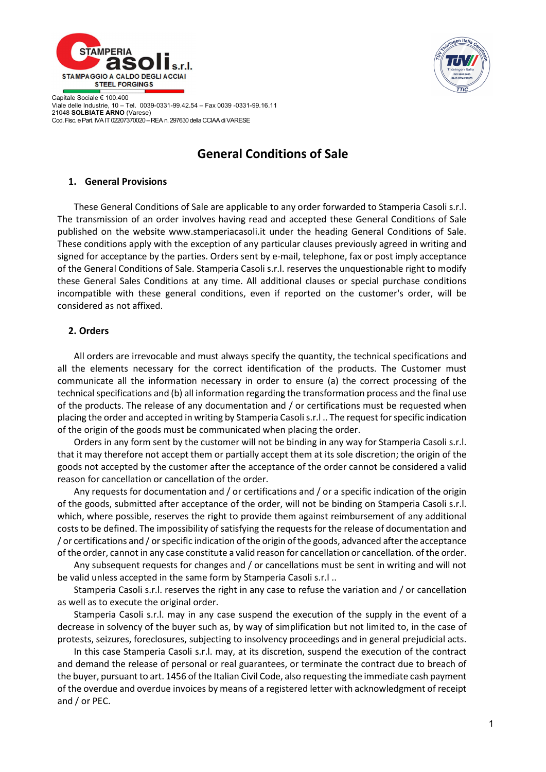STAMPERIA Casoli s.r.l.
STAMPAGGIO A CALDO DEGLI ACCIAI
STEEL FORGINGS

Capitale Sociale € 100.400
Viale delle Industrie, 10 – Tel. 0039-0331-99.42.54 – Fax 0039 -0331-99.16.11
21048 **SOLBIATE ARNO** (Varese)
Cod. Fisc. e Part. IVA IT 02207370020 – REA n. 297630 della CCIAA di VARESE

# General Conditions of Sale

## 1. General Provisions

These General Conditions of Sale are applicable to any order forwarded to Stamperia Casoli s.r.l. The transmission of an order involves having read and accepted these General Conditions of Sale published on the website www.stamperiacasoli.it under the heading General Conditions of Sale. These conditions apply with the exception of any particular clauses previously agreed in writing and signed for acceptance by the parties. Orders sent by e-mail, telephone, fax or post imply acceptance of the General Conditions of Sale. Stamperia Casoli s.r.l. reserves the unquestionable right to modify these General Sales Conditions at any time. All additional clauses or special purchase conditions incompatible with these general conditions, even if reported on the customer's order, will be considered as not affixed.

## 2. Orders

All orders are irrevocable and must always specify the quantity, the technical specifications and all the elements necessary for the correct identification of the products. The Customer must communicate all the information necessary in order to ensure (a) the correct processing of the technical specifications and (b) all information regarding the transformation process and the final use of the products. The release of any documentation and / or certifications must be requested when placing the order and accepted in writing by Stamperia Casoli s.r.l .. The request for specific indication of the origin of the goods must be communicated when placing the order.

Orders in any form sent by the customer will not be binding in any way for Stamperia Casoli s.r.l. that it may therefore not accept them or partially accept them at its sole discretion; the origin of the goods not accepted by the customer after the acceptance of the order cannot be considered a valid reason for cancellation or cancellation of the order.

Any requests for documentation and / or certifications and / or a specific indication of the origin of the goods, submitted after acceptance of the order, will not be binding on Stamperia Casoli s.r.l. which, where possible, reserves the right to provide them against reimbursement of any additional costs to be defined. The impossibility of satisfying the requests for the release of documentation and / or certifications and / or specific indication of the origin of the goods, advanced after the acceptance of the order, cannot in any case constitute a valid reason for cancellation or cancellation. of the order.

Any subsequent requests for changes and / or cancellations must be sent in writing and will not be valid unless accepted in the same form by Stamperia Casoli s.r.l ..

Stamperia Casoli s.r.l. reserves the right in any case to refuse the variation and / or cancellation as well as to execute the original order.

Stamperia Casoli s.r.l. may in any case suspend the execution of the supply in the event of a decrease in solvency of the buyer such as, by way of simplification but not limited to, in the case of protests, seizures, foreclosures, subjecting to insolvency proceedings and in general prejudicial acts.

In this case Stamperia Casoli s.r.l. may, at its discretion, suspend the execution of the contract and demand the release of personal or real guarantees, or terminate the contract due to breach of the buyer, pursuant to art. 1456 of the Italian Civil Code, also requesting the immediate cash payment of the overdue and overdue invoices by means of a registered letter with acknowledgment of receipt and / or PEC.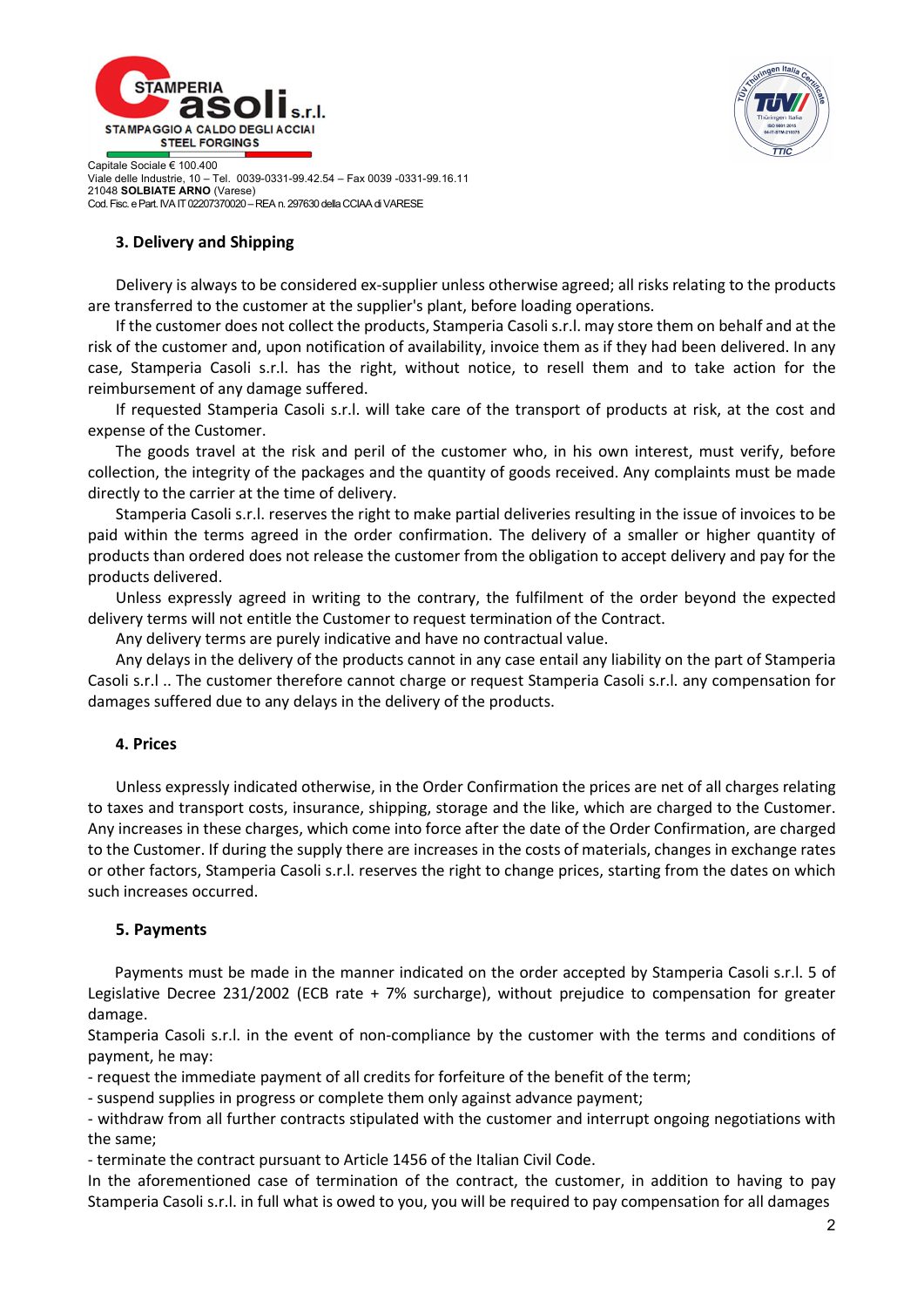### 3. Delivery and Shipping

Delivery is always to be considered ex-supplier unless otherwise agreed; all risks relating to the products are transferred to the customer at the supplier's plant, before loading operations.

If the customer does not collect the products, Stamperia Casoli s.r.l. may store them on behalf and at the risk of the customer and, upon notification of availability, invoice them as if they had been delivered. In any case, Stamperia Casoli s.r.l. has the right, without notice, to resell them and to take action for the reimbursement of any damage suffered.

If requested Stamperia Casoli s.r.l. will take care of the transport of products at risk, at the cost and expense of the Customer.

The goods travel at the risk and peril of the customer who, in his own interest, must verify, before collection, the integrity of the packages and the quantity of goods received. Any complaints must be made directly to the carrier at the time of delivery.

Stamperia Casoli s.r.l. reserves the right to make partial deliveries resulting in the issue of invoices to be paid within the terms agreed in the order confirmation. The delivery of a smaller or higher quantity of products than ordered does not release the customer from the obligation to accept delivery and pay for the products delivered.

Unless expressly agreed in writing to the contrary, the fulfilment of the order beyond the expected delivery terms will not entitle the Customer to request termination of the Contract.

Any delivery terms are purely indicative and have no contractual value.

Any delays in the delivery of the products cannot in any case entail any liability on the part of Stamperia Casoli s.r.l .. The customer therefore cannot charge or request Stamperia Casoli s.r.l. any compensation for damages suffered due to any delays in the delivery of the products.

### 4. Prices

Unless expressly indicated otherwise, in the Order Confirmation the prices are net of all charges relating to taxes and transport costs, insurance, shipping, storage and the like, which are charged to the Customer. Any increases in these charges, which come into force after the date of the Order Confirmation, are charged to the Customer. If during the supply there are increases in the costs of materials, changes in exchange rates or other factors, Stamperia Casoli s.r.l. reserves the right to change prices, starting from the dates on which such increases occurred.

### 5. Payments

Payments must be made in the manner indicated on the order accepted by Stamperia Casoli s.r.l. 5 of Legislative Decree 231/2002 (ECB rate + 7% surcharge), without prejudice to compensation for greater damage.

Stamperia Casoli s.r.l. in the event of non-compliance by the customer with the terms and conditions of payment, he may:

- request the immediate payment of all credits for forfeiture of the benefit of the term;
- suspend supplies in progress or complete them only against advance payment;
- withdraw from all further contracts stipulated with the customer and interrupt ongoing negotiations with the same;
- terminate the contract pursuant to Article 1456 of the Italian Civil Code.

In the aforementioned case of termination of the contract, the customer, in addition to having to pay Stamperia Casoli s.r.l. in full what is owed to you, you will be required to pay compensation for all damages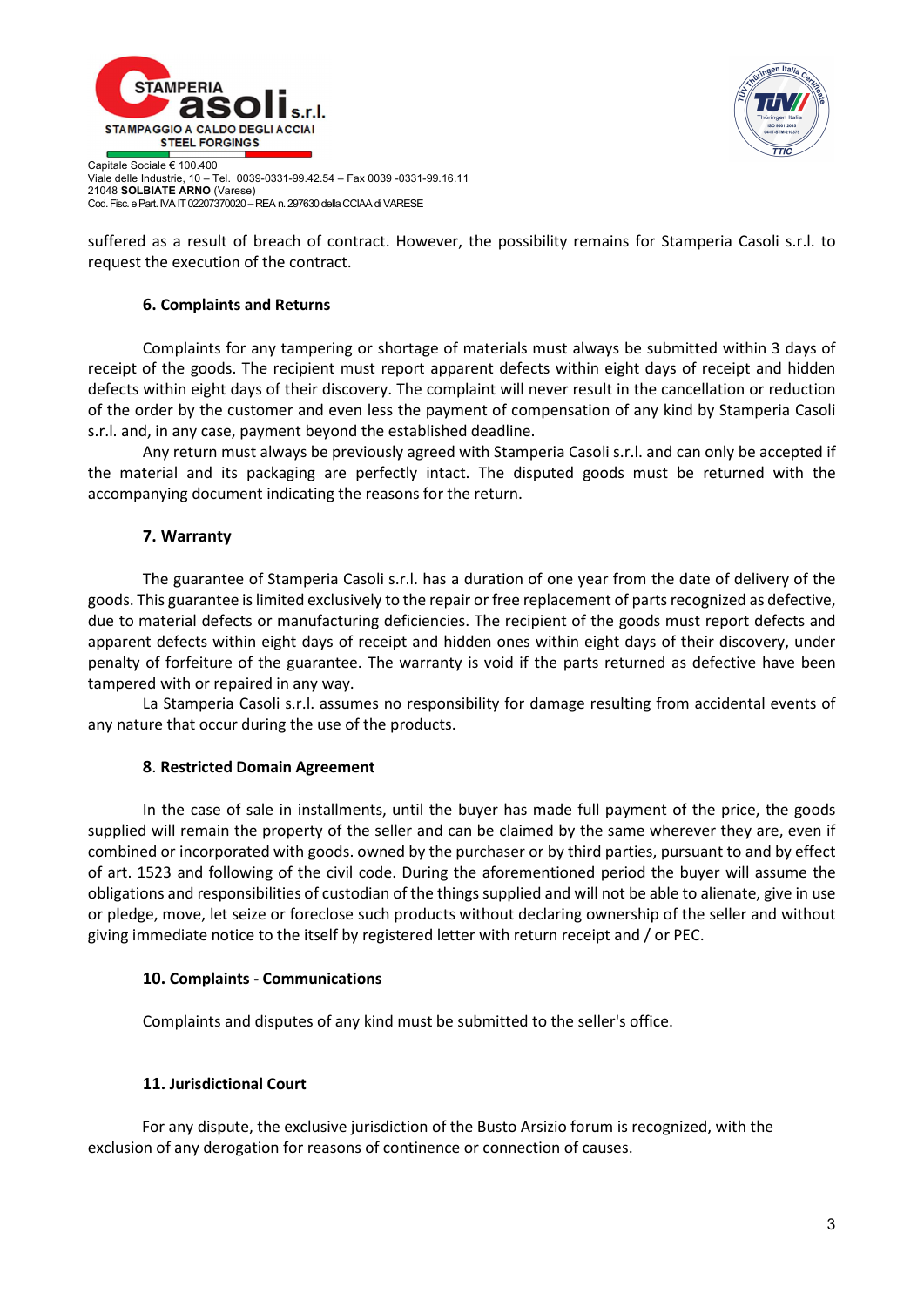suffered as a result of breach of contract. However, the possibility remains for Stamperia Casoli s.r.l. to request the execution of the contract.

**6. Complaints and Returns**

Complaints for any tampering or shortage of materials must always be submitted within 3 days of receipt of the goods. The recipient must report apparent defects within eight days of receipt and hidden defects within eight days of their discovery. The complaint will never result in the cancellation or reduction of the order by the customer and even less the payment of compensation of any kind by Stamperia Casoli s.r.l. and, in any case, payment beyond the established deadline.

Any return must always be previously agreed with Stamperia Casoli s.r.l. and can only be accepted if the material and its packaging are perfectly intact. The disputed goods must be returned with the accompanying document indicating the reasons for the return.

**7. Warranty**

The guarantee of Stamperia Casoli s.r.l. has a duration of one year from the date of delivery of the goods. This guarantee is limited exclusively to the repair or free replacement of parts recognized as defective, due to material defects or manufacturing deficiencies. The recipient of the goods must report defects and apparent defects within eight days of receipt and hidden ones within eight days of their discovery, under penalty of forfeiture of the guarantee. The warranty is void if the parts returned as defective have been tampered with or repaired in any way.

La Stamperia Casoli s.r.l. assumes no responsibility for damage resulting from accidental events of any nature that occur during the use of the products.

**8. Restricted Domain Agreement**

In the case of sale in installments, until the buyer has made full payment of the price, the goods supplied will remain the property of the seller and can be claimed by the same wherever they are, even if combined or incorporated with goods. owned by the purchaser or by third parties, pursuant to and by effect of art. 1523 and following of the civil code. During the aforementioned period the buyer will assume the obligations and responsibilities of custodian of the things supplied and will not be able to alienate, give in use or pledge, move, let seize or foreclose such products without declaring ownership of the seller and without giving immediate notice to the itself by registered letter with return receipt and / or PEC.

**10. Complaints - Communications**

Complaints and disputes of any kind must be submitted to the seller's office.

**11. Jurisdictional Court**

For any dispute, the exclusive jurisdiction of the Busto Arsizio forum is recognized, with the exclusion of any derogation for reasons of continence or connection of causes.